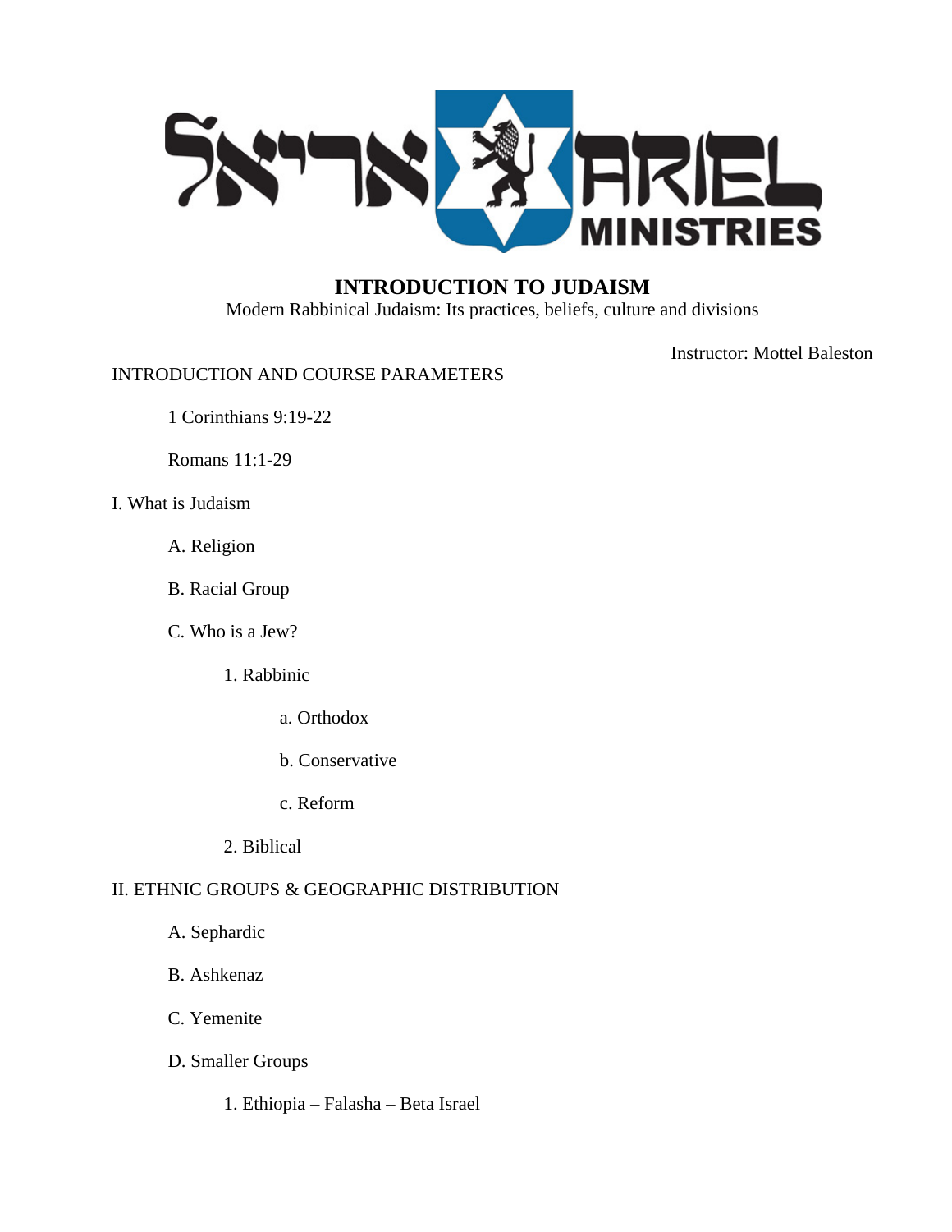אריאל ARIEL MINISTRIES

# INTRODUCTION TO JUDAISM

Modern Rabbinical Judaism: Its practices, beliefs, culture and divisions

Instructor: Mottel Baleston

## INTRODUCTION AND COURSE PARAMETERS

1 Corinthians 9:19-22

Romans 11:1-29

## I. What is Judaism

- A. Religion
- B. Racial Group
- C. Who is a Jew?
  - 1. Rabbinic
    - a. Orthodox
    - b. Conservative
    - c. Reform
  - 2. Biblical

## II. ETHNIC GROUPS & GEOGRAPHIC DISTRIBUTION

- A. Sephardic
- B. Ashkenaz
- C. Yemenite
- D. Smaller Groups
  - 1. Ethiopia – Falasha – Beta Israel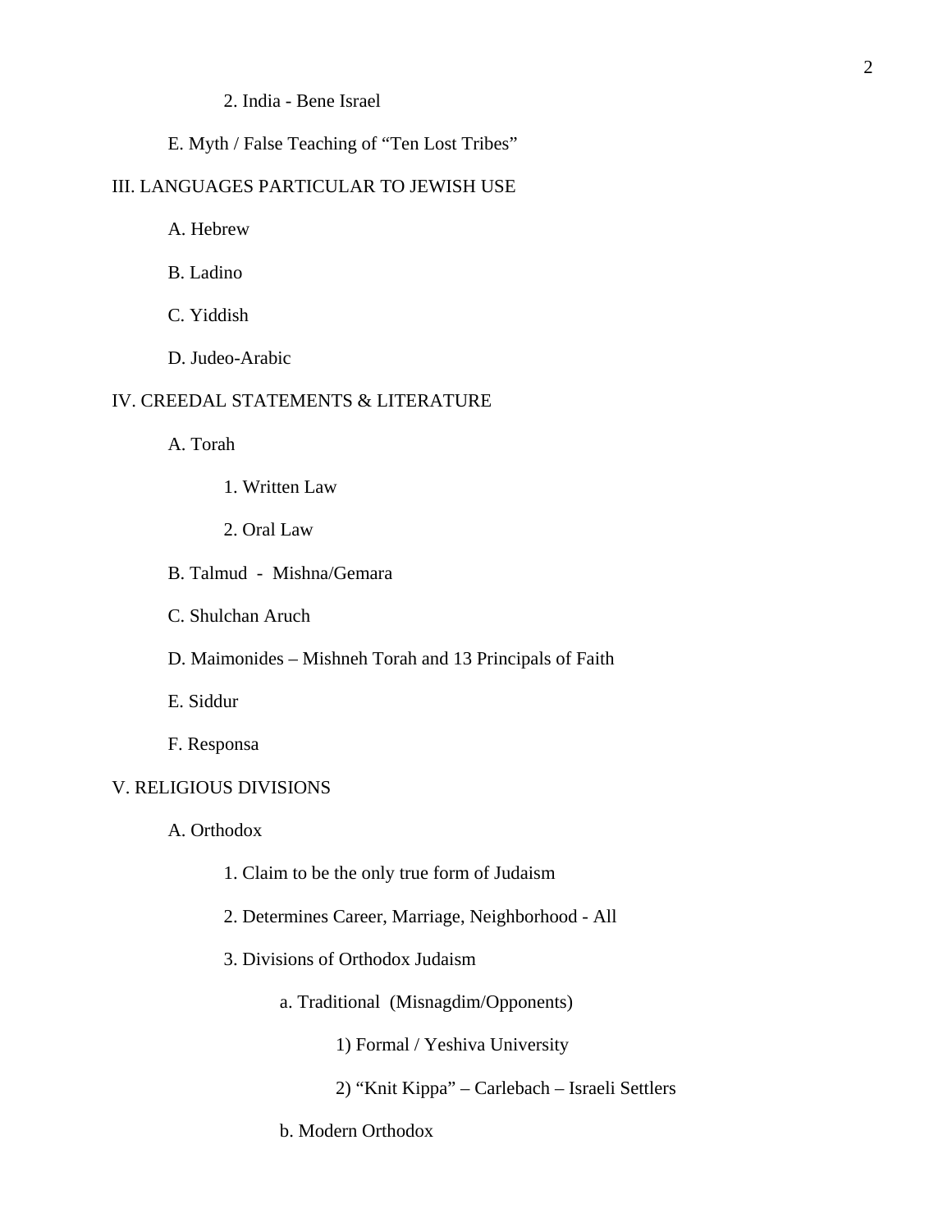2. India - Bene Israel

E. Myth / False Teaching of "Ten Lost Tribes"

III. LANGUAGES PARTICULAR TO JEWISH USE

A. Hebrew

B. Ladino

C. Yiddish

D. Judeo-Arabic

IV. CREEDAL STATEMENTS & LITERATURE

A. Torah

1. Written Law

2. Oral Law

B. Talmud - Mishna/Gemara

C. Shulchan Aruch

D. Maimonides – Mishneh Torah and 13 Principals of Faith

E. Siddur

F. Responsa

V. RELIGIOUS DIVISIONS

A. Orthodox

1. Claim to be the only true form of Judaism

2. Determines Career, Marriage, Neighborhood - All

3. Divisions of Orthodox Judaism

a. Traditional (Misnagdim/Opponents)

1) Formal / Yeshiva University

2) "Knit Kippa" – Carlebach – Israeli Settlers

b. Modern Orthodox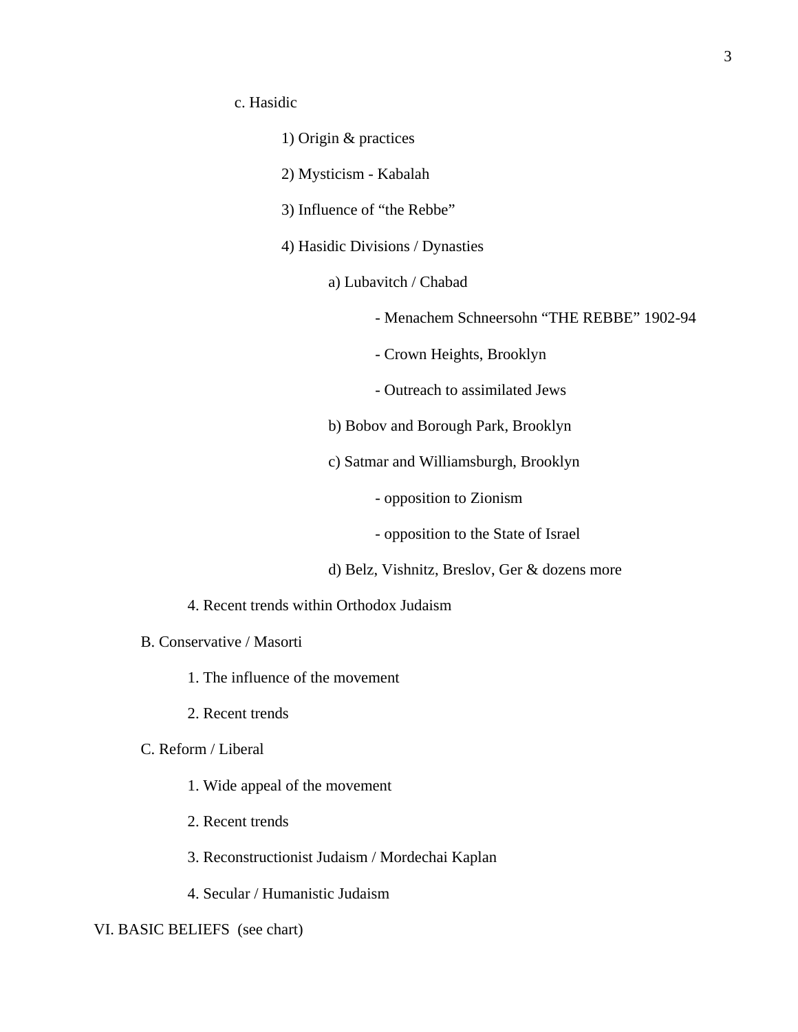c. Hasidic

  1) Origin & practices

  2) Mysticism - Kabalah

  3) Influence of “the Rebbe”

  4) Hasidic Divisions / Dynasties

    a) Lubavitch / Chabad

      - Menachem Schneersohn “THE REBBE” 1902-94

      - Crown Heights, Brooklyn

      - Outreach to assimilated Jews

    b) Bobov and Borough Park, Brooklyn

    c) Satmar and Williamsburgh, Brooklyn

      - opposition to Zionism

      - opposition to the State of Israel

    d) Belz, Vishnitz, Breslov, Ger & dozens more

4. Recent trends within Orthodox Judaism

B. Conservative / Masorti

  1. The influence of the movement

  2. Recent trends

C. Reform / Liberal

  1. Wide appeal of the movement

  2. Recent trends

  3. Reconstructionist Judaism / Mordechai Kaplan

  4. Secular / Humanistic Judaism

VI. BASIC BELIEFS (see chart)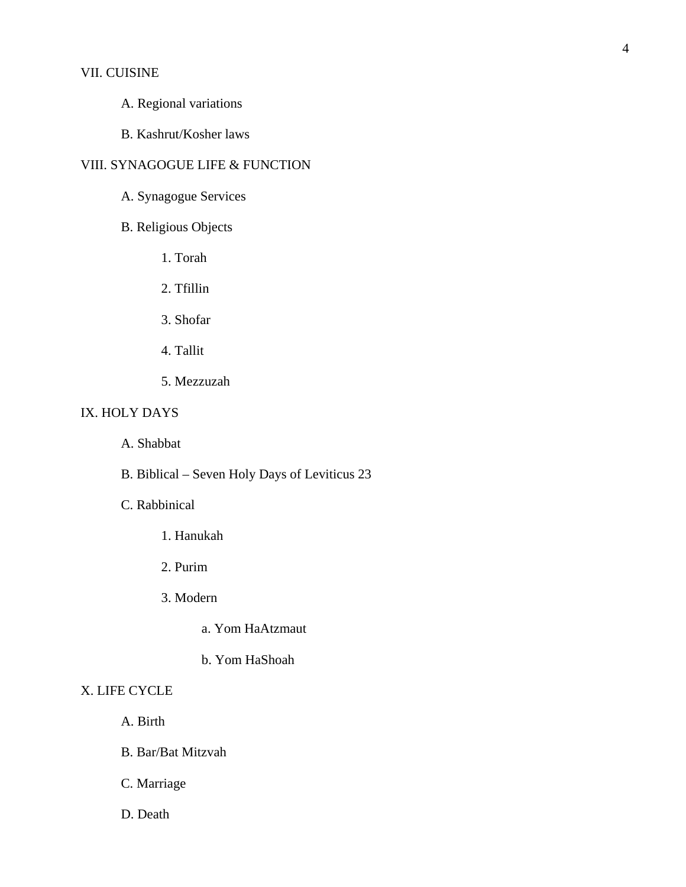VII. CUISINE

A. Regional variations

B. Kashrut/Kosher laws

VIII. SYNAGOGUE LIFE & FUNCTION

A. Synagogue Services

B. Religious Objects

1. Torah

2. Tfillin

3. Shofar

4. Tallit

5. Mezzuzah

IX. HOLY DAYS

A. Shabbat

B. Biblical – Seven Holy Days of Leviticus 23

C. Rabbinical

1. Hanukah

2. Purim

3. Modern

a. Yom HaAtzmaut

b. Yom HaShoah

X. LIFE CYCLE

A. Birth

B. Bar/Bat Mitzvah

C. Marriage

D. Death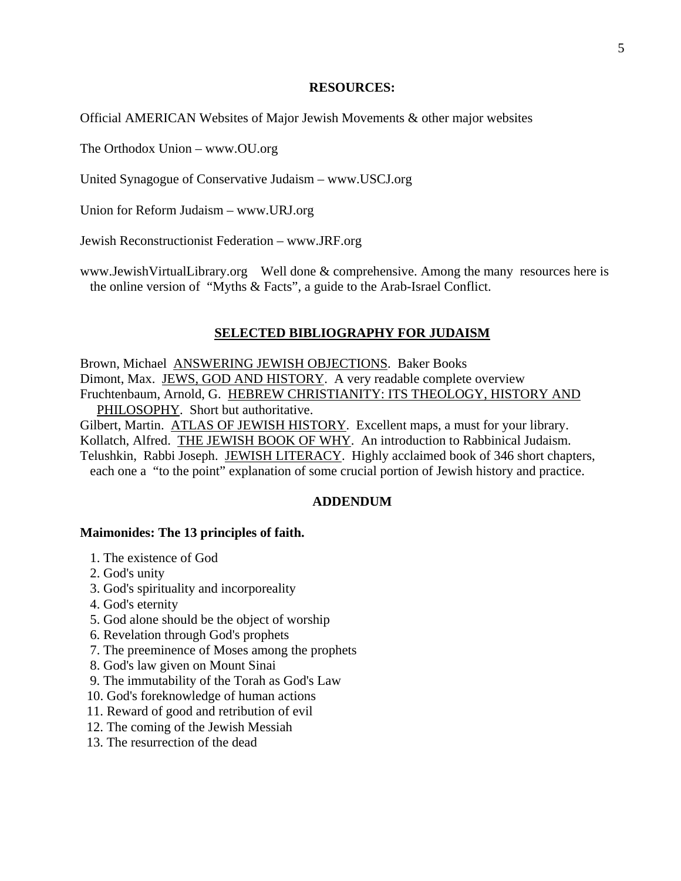## RESOURCES:

Official AMERICAN Websites of Major Jewish Movements & other major websites

The Orthodox Union – www.OU.org

United Synagogue of Conservative Judaism – www.USCJ.org

Union for Reform Judaism – www.URJ.org

Jewish Reconstructionist Federation – www.JRF.org

www.JewishVirtualLibrary.org Well done & comprehensive. Among the many resources here is the online version of "Myths & Facts", a guide to the Arab-Israel Conflict.

## SELECTED BIBLIOGRAPHY FOR JUDAISM

Brown, Michael ANSWERING JEWISH OBJECTIONS. Baker Books
Dimont, Max. JEWS, GOD AND HISTORY. A very readable complete overview
Fruchtenbaum, Arnold, G. HEBREW CHRISTIANITY: ITS THEOLOGY, HISTORY AND PHILOSOPHY. Short but authoritative.
Gilbert, Martin. ATLAS OF JEWISH HISTORY. Excellent maps, a must for your library.
Kollatch, Alfred. THE JEWISH BOOK OF WHY. An introduction to Rabbinical Judaism.
Telushkin, Rabbi Joseph. JEWISH LITERACY. Highly acclaimed book of 346 short chapters, each one a "to the point" explanation of some crucial portion of Jewish history and practice.

## ADDENDUM

**Maimonides: The 13 principles of faith.**

1. The existence of God
2. God's unity
3. God's spirituality and incorporeality
4. God's eternity
5. God alone should be the object of worship
6. Revelation through God's prophets
7. The preeminence of Moses among the prophets
8. God's law given on Mount Sinai
9. The immutability of the Torah as God's Law
10. God's foreknowledge of human actions
11. Reward of good and retribution of evil
12. The coming of the Jewish Messiah
13. The resurrection of the dead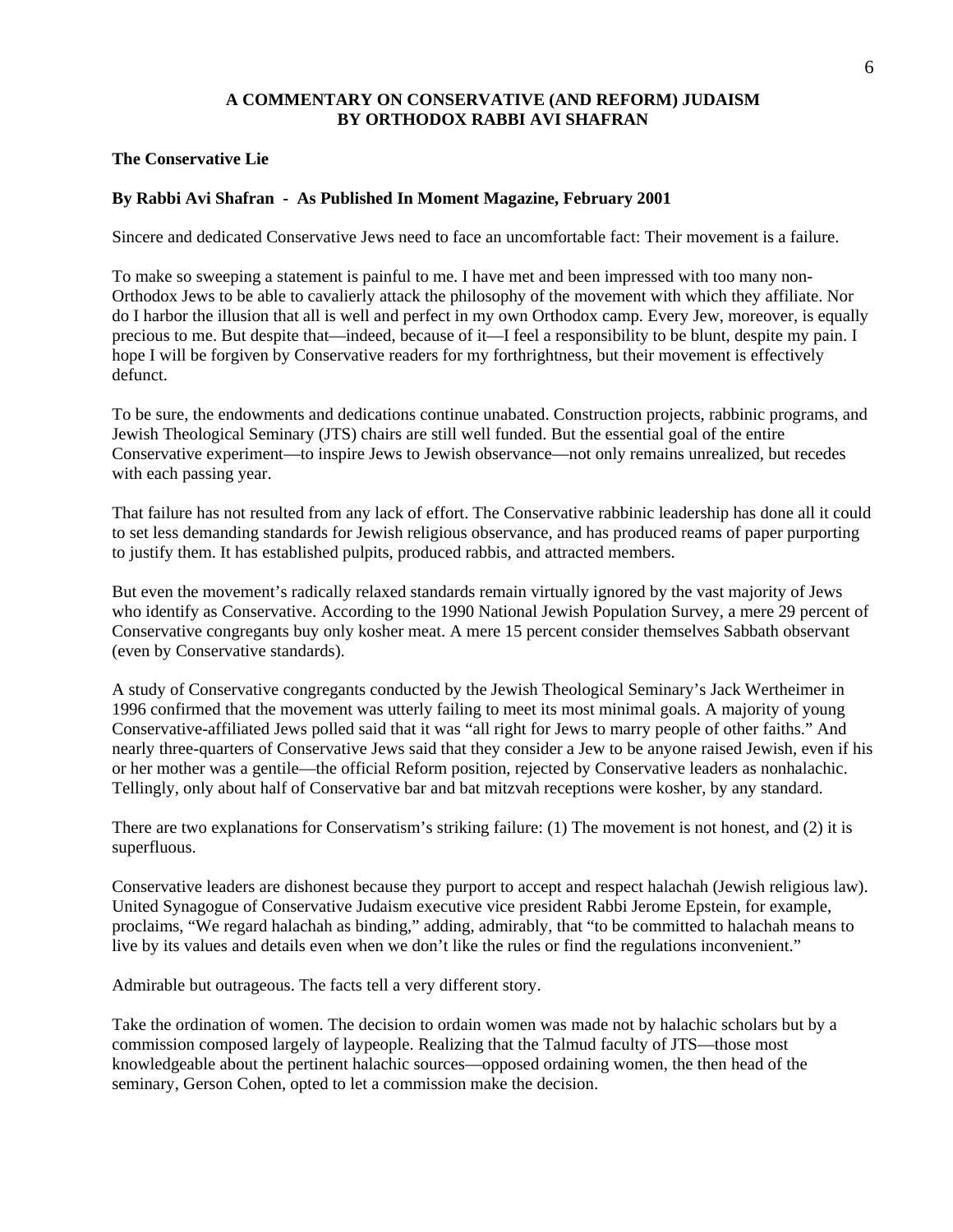**A COMMENTARY ON CONSERVATIVE (AND REFORM) JUDAISM BY ORTHODOX RABBI AVI SHAFRAN**

**The Conservative Lie**

**By Rabbi Avi Shafran - As Published In Moment Magazine, February 2001**

Sincere and dedicated Conservative Jews need to face an uncomfortable fact: Their movement is a failure.

To make so sweeping a statement is painful to me. I have met and been impressed with too many non-Orthodox Jews to be able to cavalierly attack the philosophy of the movement with which they affiliate. Nor do I harbor the illusion that all is well and perfect in my own Orthodox camp. Every Jew, moreover, is equally precious to me. But despite that—indeed, because of it—I feel a responsibility to be blunt, despite my pain. I hope I will be forgiven by Conservative readers for my forthrightness, but their movement is effectively defunct.

To be sure, the endowments and dedications continue unabated. Construction projects, rabbinic programs, and Jewish Theological Seminary (JTS) chairs are still well funded. But the essential goal of the entire Conservative experiment—to inspire Jews to Jewish observance—not only remains unrealized, but recedes with each passing year.

That failure has not resulted from any lack of effort. The Conservative rabbinic leadership has done all it could to set less demanding standards for Jewish religious observance, and has produced reams of paper purporting to justify them. It has established pulpits, produced rabbis, and attracted members.

But even the movement's radically relaxed standards remain virtually ignored by the vast majority of Jews who identify as Conservative. According to the 1990 National Jewish Population Survey, a mere 29 percent of Conservative congregants buy only kosher meat. A mere 15 percent consider themselves Sabbath observant (even by Conservative standards).

A study of Conservative congregants conducted by the Jewish Theological Seminary's Jack Wertheimer in 1996 confirmed that the movement was utterly failing to meet its most minimal goals. A majority of young Conservative-affiliated Jews polled said that it was "all right for Jews to marry people of other faiths." And nearly three-quarters of Conservative Jews said that they consider a Jew to be anyone raised Jewish, even if his or her mother was a gentile—the official Reform position, rejected by Conservative leaders as nonhalachic. Tellingly, only about half of Conservative bar and bat mitzvah receptions were kosher, by any standard.

There are two explanations for Conservatism's striking failure: (1) The movement is not honest, and (2) it is superfluous.

Conservative leaders are dishonest because they purport to accept and respect halachah (Jewish religious law). United Synagogue of Conservative Judaism executive vice president Rabbi Jerome Epstein, for example, proclaims, "We regard halachah as binding," adding, admirably, that "to be committed to halachah means to live by its values and details even when we don't like the rules or find the regulations inconvenient."

Admirable but outrageous. The facts tell a very different story.

Take the ordination of women. The decision to ordain women was made not by halachic scholars but by a commission composed largely of laypeople. Realizing that the Talmud faculty of JTS—those most knowledgeable about the pertinent halachic sources—opposed ordaining women, the then head of the seminary, Gerson Cohen, opted to let a commission make the decision.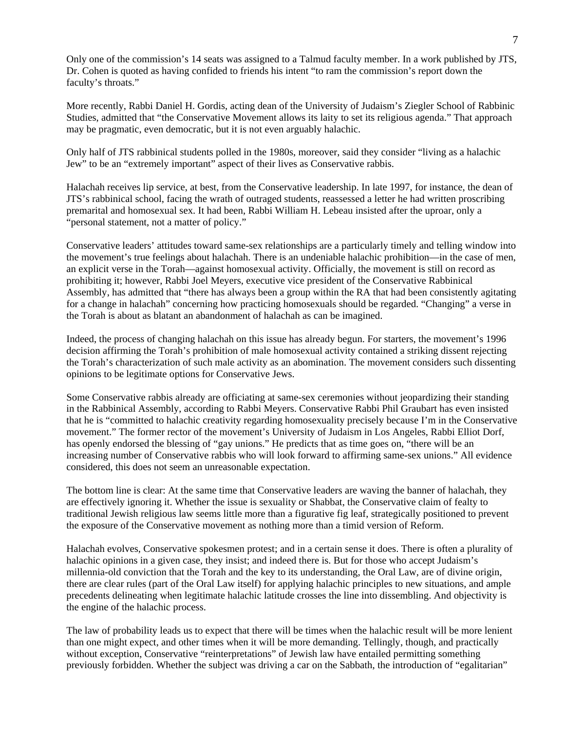Only one of the commission's 14 seats was assigned to a Talmud faculty member. In a work published by JTS, Dr. Cohen is quoted as having confided to friends his intent "to ram the commission's report down the faculty's throats."

More recently, Rabbi Daniel H. Gordis, acting dean of the University of Judaism's Ziegler School of Rabbinic Studies, admitted that "the Conservative Movement allows its laity to set its religious agenda." That approach may be pragmatic, even democratic, but it is not even arguably halachic.

Only half of JTS rabbinical students polled in the 1980s, moreover, said they consider "living as a halachic Jew" to be an "extremely important" aspect of their lives as Conservative rabbis.

Halachah receives lip service, at best, from the Conservative leadership. In late 1997, for instance, the dean of JTS's rabbinical school, facing the wrath of outraged students, reassessed a letter he had written proscribing premarital and homosexual sex. It had been, Rabbi William H. Lebeau insisted after the uproar, only a "personal statement, not a matter of policy."

Conservative leaders' attitudes toward same-sex relationships are a particularly timely and telling window into the movement's true feelings about halachah. There is an undeniable halachic prohibition—in the case of men, an explicit verse in the Torah—against homosexual activity. Officially, the movement is still on record as prohibiting it; however, Rabbi Joel Meyers, executive vice president of the Conservative Rabbinical Assembly, has admitted that "there has always been a group within the RA that had been consistently agitating for a change in halachah" concerning how practicing homosexuals should be regarded. "Changing" a verse in the Torah is about as blatant an abandonment of halachah as can be imagined.

Indeed, the process of changing halachah on this issue has already begun. For starters, the movement's 1996 decision affirming the Torah's prohibition of male homosexual activity contained a striking dissent rejecting the Torah's characterization of such male activity as an abomination. The movement considers such dissenting opinions to be legitimate options for Conservative Jews.

Some Conservative rabbis already are officiating at same-sex ceremonies without jeopardizing their standing in the Rabbinical Assembly, according to Rabbi Meyers. Conservative Rabbi Phil Graubart has even insisted that he is "committed to halachic creativity regarding homosexuality precisely because I'm in the Conservative movement." The former rector of the movement's University of Judaism in Los Angeles, Rabbi Elliot Dorf, has openly endorsed the blessing of "gay unions." He predicts that as time goes on, "there will be an increasing number of Conservative rabbis who will look forward to affirming same-sex unions." All evidence considered, this does not seem an unreasonable expectation.

The bottom line is clear: At the same time that Conservative leaders are waving the banner of halachah, they are effectively ignoring it. Whether the issue is sexuality or Shabbat, the Conservative claim of fealty to traditional Jewish religious law seems little more than a figurative fig leaf, strategically positioned to prevent the exposure of the Conservative movement as nothing more than a timid version of Reform.

Halachah evolves, Conservative spokesmen protest; and in a certain sense it does. There is often a plurality of halachic opinions in a given case, they insist; and indeed there is. But for those who accept Judaism's millennia-old conviction that the Torah and the key to its understanding, the Oral Law, are of divine origin, there are clear rules (part of the Oral Law itself) for applying halachic principles to new situations, and ample precedents delineating when legitimate halachic latitude crosses the line into dissembling. And objectivity is the engine of the halachic process.

The law of probability leads us to expect that there will be times when the halachic result will be more lenient than one might expect, and other times when it will be more demanding. Tellingly, though, and practically without exception, Conservative "reinterpretations" of Jewish law have entailed permitting something previously forbidden. Whether the subject was driving a car on the Sabbath, the introduction of "egalitarian"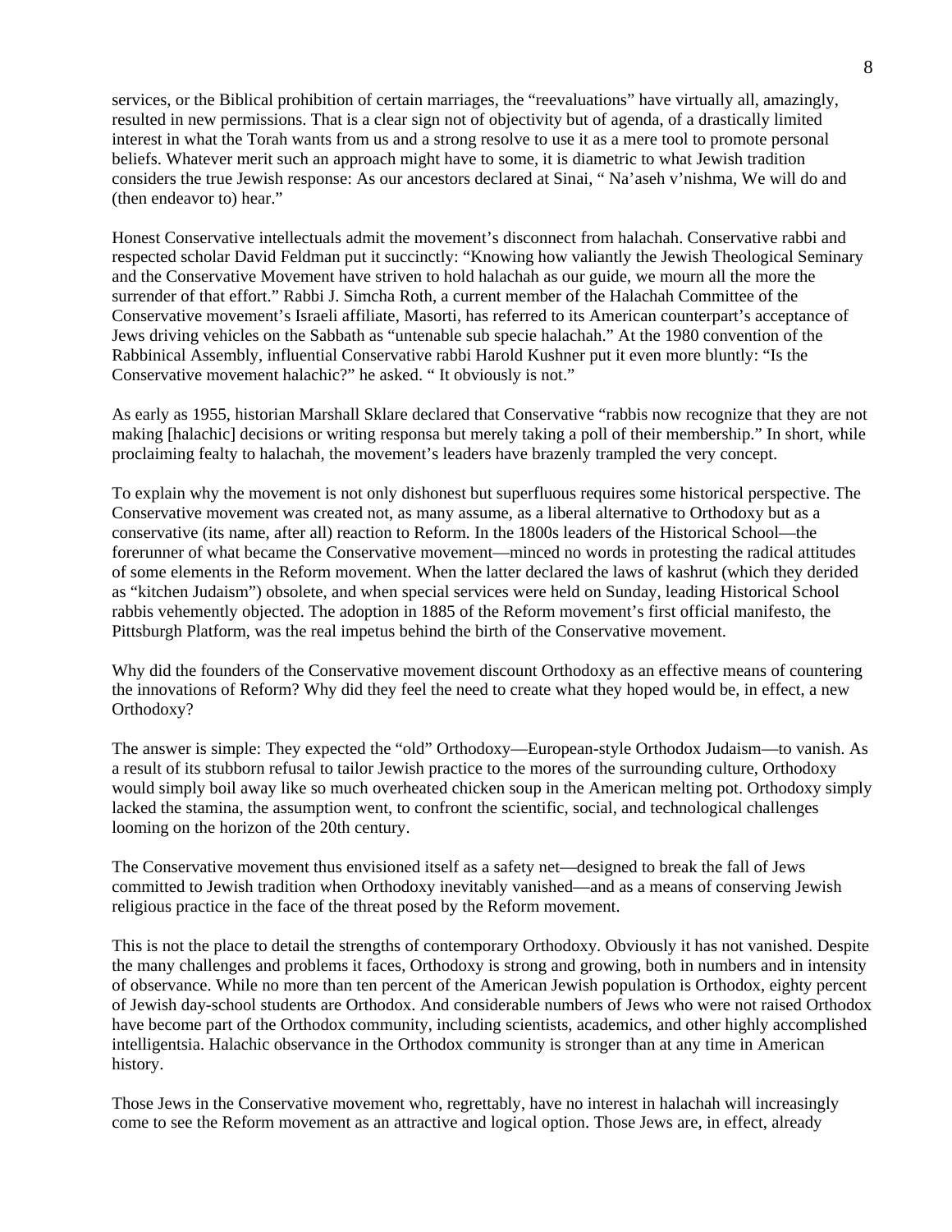services, or the Biblical prohibition of certain marriages, the "reevaluations" have virtually all, amazingly, resulted in new permissions. That is a clear sign not of objectivity but of agenda, of a drastically limited interest in what the Torah wants from us and a strong resolve to use it as a mere tool to promote personal beliefs. Whatever merit such an approach might have to some, it is diametric to what Jewish tradition considers the true Jewish response: As our ancestors declared at Sinai, " Na'aseh v'nishma, We will do and (then endeavor to) hear."

Honest Conservative intellectuals admit the movement's disconnect from halachah. Conservative rabbi and respected scholar David Feldman put it succinctly: "Knowing how valiantly the Jewish Theological Seminary and the Conservative Movement have striven to hold halachah as our guide, we mourn all the more the surrender of that effort." Rabbi J. Simcha Roth, a current member of the Halachah Committee of the Conservative movement's Israeli affiliate, Masorti, has referred to its American counterpart's acceptance of Jews driving vehicles on the Sabbath as "untenable sub specie halachah." At the 1980 convention of the Rabbinical Assembly, influential Conservative rabbi Harold Kushner put it even more bluntly: "Is the Conservative movement halachic?" he asked. " It obviously is not."

As early as 1955, historian Marshall Sklare declared that Conservative "rabbis now recognize that they are not making [halachic] decisions or writing responsa but merely taking a poll of their membership." In short, while proclaiming fealty to halachah, the movement's leaders have brazenly trampled the very concept.

To explain why the movement is not only dishonest but superfluous requires some historical perspective. The Conservative movement was created not, as many assume, as a liberal alternative to Orthodoxy but as a conservative (its name, after all) reaction to Reform. In the 1800s leaders of the Historical School—the forerunner of what became the Conservative movement—minced no words in protesting the radical attitudes of some elements in the Reform movement. When the latter declared the laws of kashrut (which they derided as "kitchen Judaism") obsolete, and when special services were held on Sunday, leading Historical School rabbis vehemently objected. The adoption in 1885 of the Reform movement's first official manifesto, the Pittsburgh Platform, was the real impetus behind the birth of the Conservative movement.

Why did the founders of the Conservative movement discount Orthodoxy as an effective means of countering the innovations of Reform? Why did they feel the need to create what they hoped would be, in effect, a new Orthodoxy?

The answer is simple: They expected the "old" Orthodoxy—European-style Orthodox Judaism—to vanish. As a result of its stubborn refusal to tailor Jewish practice to the mores of the surrounding culture, Orthodoxy would simply boil away like so much overheated chicken soup in the American melting pot. Orthodoxy simply lacked the stamina, the assumption went, to confront the scientific, social, and technological challenges looming on the horizon of the 20th century.

The Conservative movement thus envisioned itself as a safety net—designed to break the fall of Jews committed to Jewish tradition when Orthodoxy inevitably vanished—and as a means of conserving Jewish religious practice in the face of the threat posed by the Reform movement.

This is not the place to detail the strengths of contemporary Orthodoxy. Obviously it has not vanished. Despite the many challenges and problems it faces, Orthodoxy is strong and growing, both in numbers and in intensity of observance. While no more than ten percent of the American Jewish population is Orthodox, eighty percent of Jewish day-school students are Orthodox. And considerable numbers of Jews who were not raised Orthodox have become part of the Orthodox community, including scientists, academics, and other highly accomplished intelligentsia. Halachic observance in the Orthodox community is stronger than at any time in American history.

Those Jews in the Conservative movement who, regrettably, have no interest in halachah will increasingly come to see the Reform movement as an attractive and logical option. Those Jews are, in effect, already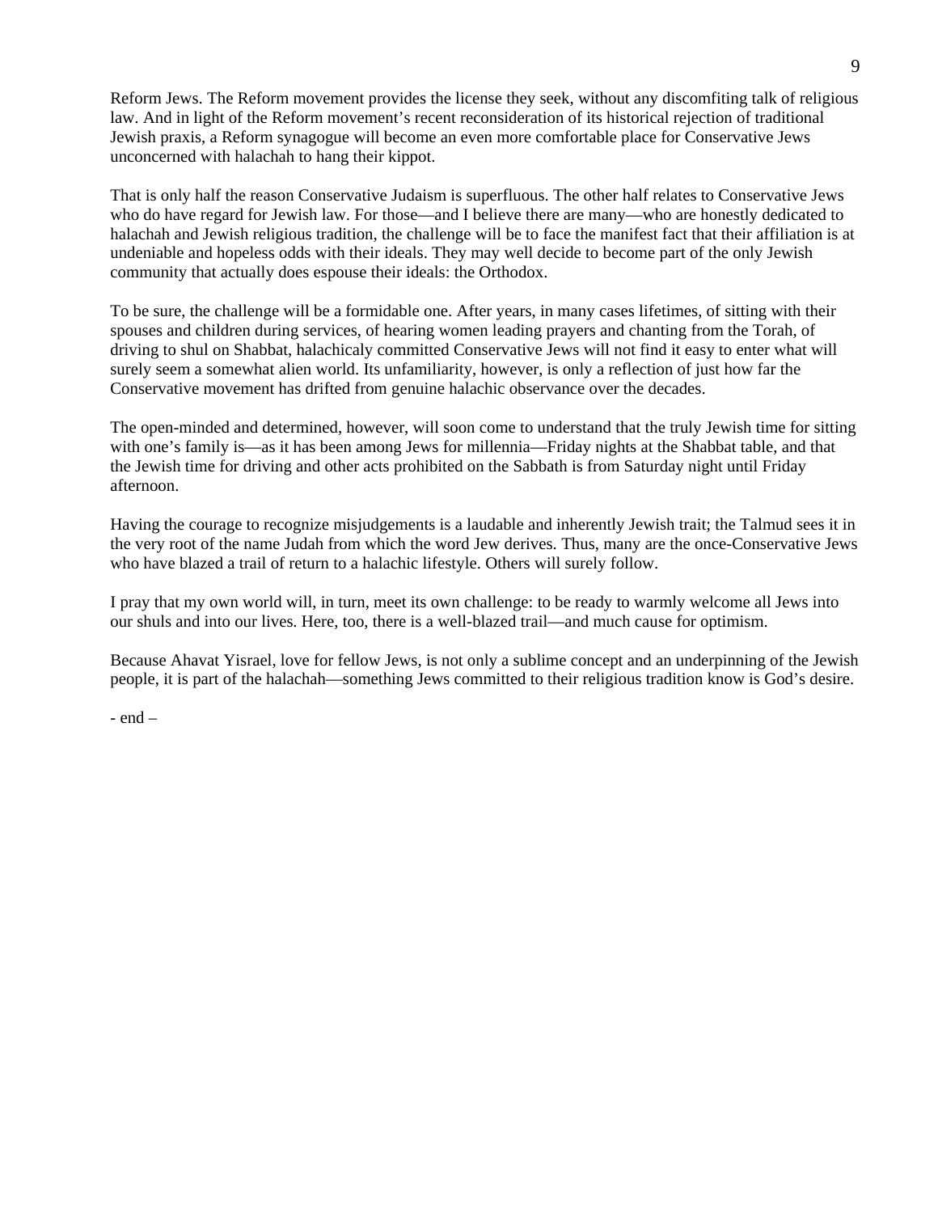Reform Jews. The Reform movement provides the license they seek, without any discomfiting talk of religious law. And in light of the Reform movement's recent reconsideration of its historical rejection of traditional Jewish praxis, a Reform synagogue will become an even more comfortable place for Conservative Jews unconcerned with halachah to hang their kippot.

That is only half the reason Conservative Judaism is superfluous. The other half relates to Conservative Jews who do have regard for Jewish law. For those—and I believe there are many—who are honestly dedicated to halachah and Jewish religious tradition, the challenge will be to face the manifest fact that their affiliation is at undeniable and hopeless odds with their ideals. They may well decide to become part of the only Jewish community that actually does espouse their ideals: the Orthodox.

To be sure, the challenge will be a formidable one. After years, in many cases lifetimes, of sitting with their spouses and children during services, of hearing women leading prayers and chanting from the Torah, of driving to shul on Shabbat, halachicaly committed Conservative Jews will not find it easy to enter what will surely seem a somewhat alien world. Its unfamiliarity, however, is only a reflection of just how far the Conservative movement has drifted from genuine halachic observance over the decades.

The open-minded and determined, however, will soon come to understand that the truly Jewish time for sitting with one's family is—as it has been among Jews for millennia—Friday nights at the Shabbat table, and that the Jewish time for driving and other acts prohibited on the Sabbath is from Saturday night until Friday afternoon.

Having the courage to recognize misjudgements is a laudable and inherently Jewish trait; the Talmud sees it in the very root of the name Judah from which the word Jew derives. Thus, many are the once-Conservative Jews who have blazed a trail of return to a halachic lifestyle. Others will surely follow.

I pray that my own world will, in turn, meet its own challenge: to be ready to warmly welcome all Jews into our shuls and into our lives. Here, too, there is a well-blazed trail—and much cause for optimism.

Because Ahavat Yisrael, love for fellow Jews, is not only a sublime concept and an underpinning of the Jewish people, it is part of the halachah—something Jews committed to their religious tradition know is God's desire.

- end –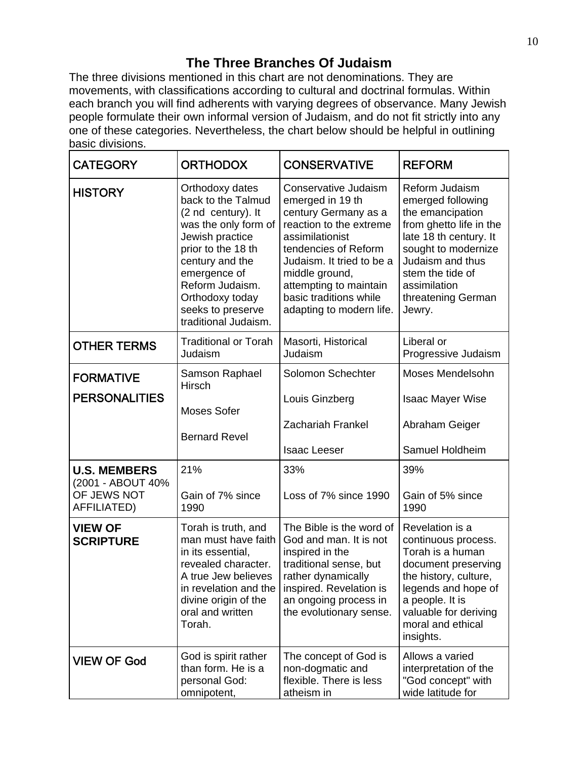## The Three Branches Of Judaism

The three divisions mentioned in this chart are not denominations. They are movements, with classifications according to cultural and doctrinal formulas. Within each branch you will find adherents with varying degrees of observance. Many Jewish people formulate their own informal version of Judaism, and do not fit strictly into any one of these categories. Nevertheless, the chart below should be helpful in outlining basic divisions.

| CATEGORY | ORTHODOX | CONSERVATIVE | REFORM |
|---|---|---|---|
| HISTORY | Orthodoxy dates back to the Talmud (2 nd century). It was the only form of Jewish practice prior to the 18 th century and the emergence of Reform Judaism. Orthodoxy today seeks to preserve traditional Judaism. | Conservative Judaism emerged in 19 th century Germany as a reaction to the extreme assimilationist tendencies of Reform Judaism. It tried to be a middle ground, attempting to maintain basic traditions while adapting to modern life. | Reform Judaism emerged following the emancipation from ghetto life in the late 18 th century. It sought to modernize Judaism and thus stem the tide of assimilation threatening German Jewry. |
| OTHER TERMS | Traditional or Torah Judaism | Masorti, Historical Judaism | Liberal or Progressive Judaism |
| FORMATIVE PERSONALITIES | Samson Raphael Hirsch<br>Moses Sofer<br>Bernard Revel | Solomon Schechter<br>Louis Ginzberg<br>Zachariah Frankel<br>Isaac Leeser | Moses Mendelsohn<br>Isaac Mayer Wise<br>Abraham Geiger<br>Samuel Holdheim |
| **U.S. MEMBERS** (2001 - ABOUT 40% OF JEWS NOT AFFILIATED) | 21%<br>Gain of 7% since 1990 | 33%<br>Loss of 7% since 1990 | 39%<br>Gain of 5% since 1990 |
| **VIEW OF SCRIPTURE** | Torah is truth, and man must have faith in its essential, revealed character. A true Jew believes in revelation and the divine origin of the oral and written Torah. | The Bible is the word of God and man. It is not inspired in the traditional sense, but rather dynamically inspired. Revelation is an ongoing process in the evolutionary sense. | Revelation is a continuous process. Torah is a human document preserving the history, culture, legends and hope of a people. It is valuable for deriving moral and ethical insights. |
| VIEW OF God | God is spirit rather than form. He is a personal God: omnipotent, | The concept of God is non-dogmatic and flexible. There is less atheism in | Allows a varied interpretation of the "God concept" with wide latitude for |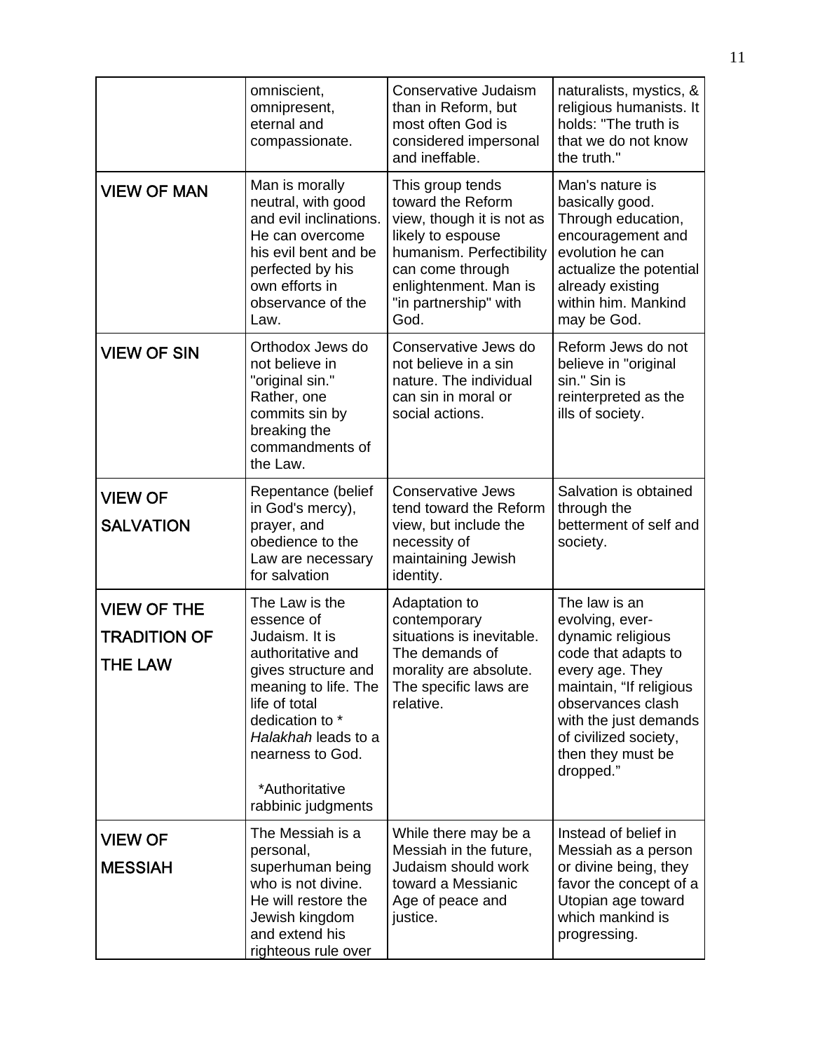| | | | |
|---|---|---|---|
| | omniscient, omnipresent, eternal and compassionate. | Conservative Judaism than in Reform, but most often God is considered impersonal and ineffable. | naturalists, mystics, & religious humanists. It holds: "The truth is that we do not know the truth." |
| **VIEW OF MAN** | Man is morally neutral, with good and evil inclinations. He can overcome his evil bent and be perfected by his own efforts in observance of the Law. | This group tends toward the Reform view, though it is not as likely to espouse humanism. Perfectibility can come through enlightenment. Man is "in partnership" with God. | Man's nature is basically good. Through education, encouragement and evolution he can actualize the potential already existing within him. Mankind may be God. |
| **VIEW OF SIN** | Orthodox Jews do not believe in "original sin." Rather, one commits sin by breaking the commandments of the Law. | Conservative Jews do not believe in a sin nature. The individual can sin in moral or social actions. | Reform Jews do not believe in "original sin." Sin is reinterpreted as the ills of society. |
| **VIEW OF SALVATION** | Repentance (belief in God's mercy), prayer, and obedience to the Law are necessary for salvation | Conservative Jews tend toward the Reform view, but include the necessity of maintaining Jewish identity. | Salvation is obtained through the betterment of self and society. |
| **VIEW OF THE TRADITION OF THE LAW** | The Law is the essence of Judaism. It is authoritative and gives structure and meaning to life. The life of total dedication to * *Halakhah* leads to a nearness to God. *Authoritative rabbinic judgments | Adaptation to contemporary situations is inevitable. The demands of morality are absolute. The specific laws are relative. | The law is an evolving, ever-dynamic religious code that adapts to every age. They maintain, "If religious observances clash with the just demands of civilized society, then they must be dropped." |
| **VIEW OF MESSIAH** | The Messiah is a personal, superhuman being who is not divine. He will restore the Jewish kingdom and extend his righteous rule over | While there may be a Messiah in the future, Judaism should work toward a Messianic Age of peace and justice. | Instead of belief in Messiah as a person or divine being, they favor the concept of a Utopian age toward which mankind is progressing. |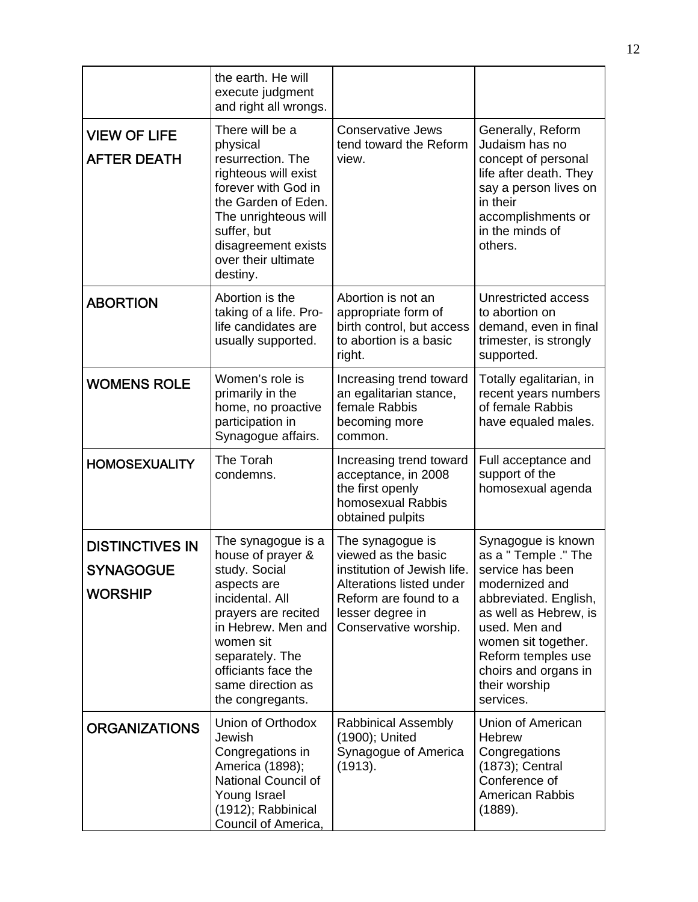| | | | |
|---|---|---|---|
| | the earth. He will execute judgment and right all wrongs. | | |
| **VIEW OF LIFE AFTER DEATH** | There will be a physical resurrection. The righteous will exist forever with God in the Garden of Eden. The unrighteous will suffer, but disagreement exists over their ultimate destiny. | Conservative Jews tend toward the Reform view. | Generally, Reform Judaism has no concept of personal life after death. They say a person lives on in their accomplishments or in the minds of others. |
| **ABORTION** | Abortion is the taking of a life. Pro-life candidates are usually supported. | Abortion is not an appropriate form of birth control, but access to abortion is a basic right. | Unrestricted access to abortion on demand, even in final trimester, is strongly supported. |
| **WOMENS ROLE** | Women's role is primarily in the home, no proactive participation in Synagogue affairs. | Increasing trend toward an egalitarian stance, female Rabbis becoming more common. | Totally egalitarian, in recent years numbers of female Rabbis have equaled males. |
| **HOMOSEXUALITY** | The Torah condemns. | Increasing trend toward acceptance, in 2008 the first openly homosexual Rabbis obtained pulpits | Full acceptance and support of the homosexual agenda |
| **DISTINCTIVES IN SYNAGOGUE WORSHIP** | The synagogue is a house of prayer & study. Social aspects are incidental. All prayers are recited in Hebrew. Men and women sit separately. The officiants face the same direction as the congregants. | The synagogue is viewed as the basic institution of Jewish life. Alterations listed under Reform are found to a lesser degree in Conservative worship. | Synagogue is known as a " Temple ." The service has been modernized and abbreviated. English, as well as Hebrew, is used. Men and women sit together. Reform temples use choirs and organs in their worship services. |
| **ORGANIZATIONS** | Union of Orthodox Jewish Congregations in America (1898); National Council of Young Israel (1912); Rabbinical Council of America, | Rabbinical Assembly (1900); United Synagogue of America (1913). | Union of American Hebrew Congregations (1873); Central Conference of American Rabbis (1889). |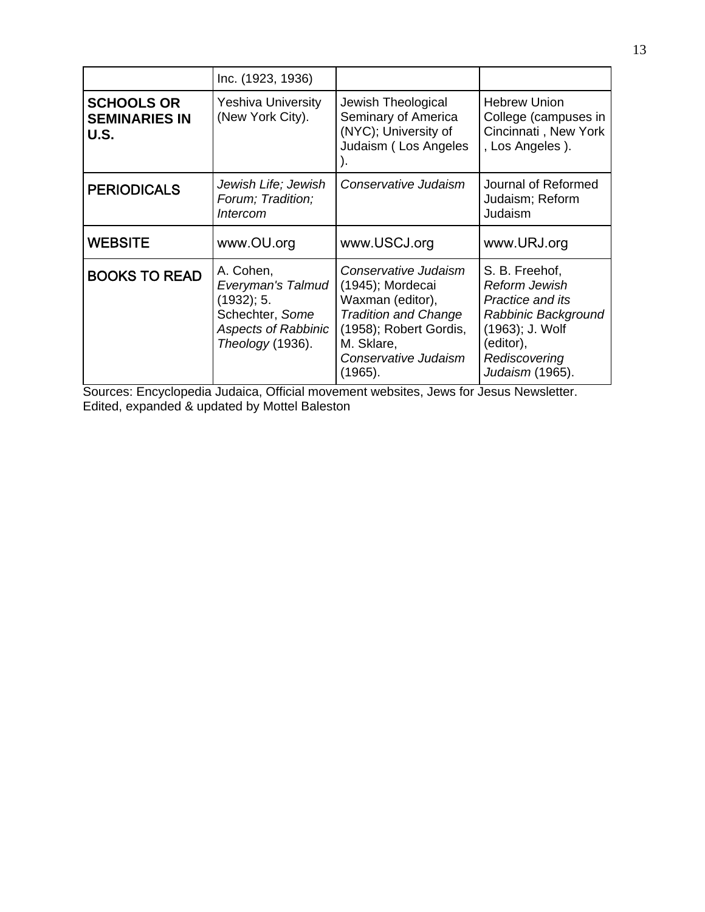| | | | |
|---|---|---|---|
| | Inc. (1923, 1936) | | |
| **SCHOOLS OR SEMINARIES IN U.S.** | Yeshiva University (New York City). | Jewish Theological Seminary of America (NYC); University of Judaism ( Los Angeles ). | Hebrew Union College (campuses in Cincinnati , New York , Los Angeles ). |
| **PERIODICALS** | *Jewish Life; Jewish Forum; Tradition; Intercom* | *Conservative Judaism* | Journal of Reformed Judaism; Reform Judaism |
| **WEBSITE** | www.OU.org | www.USCJ.org | www.URJ.org |
| **BOOKS TO READ** | A. Cohen, *Everyman's Talmud* (1932); 5. Schechter, *Some Aspects of Rabbinic Theology* (1936). | *Conservative Judaism* (1945); Mordecai Waxman (editor), *Tradition and Change* (1958); Robert Gordis, M. Sklare, *Conservative Judaism* (1965). | S. B. Freehof, *Reform Jewish Practice and its Rabbinic Background* (1963); J. Wolf (editor), *Rediscovering Judaism* (1965). |

Sources: Encyclopedia Judaica, Official movement websites, Jews for Jesus Newsletter.
Edited, expanded & updated by Mottel Baleston